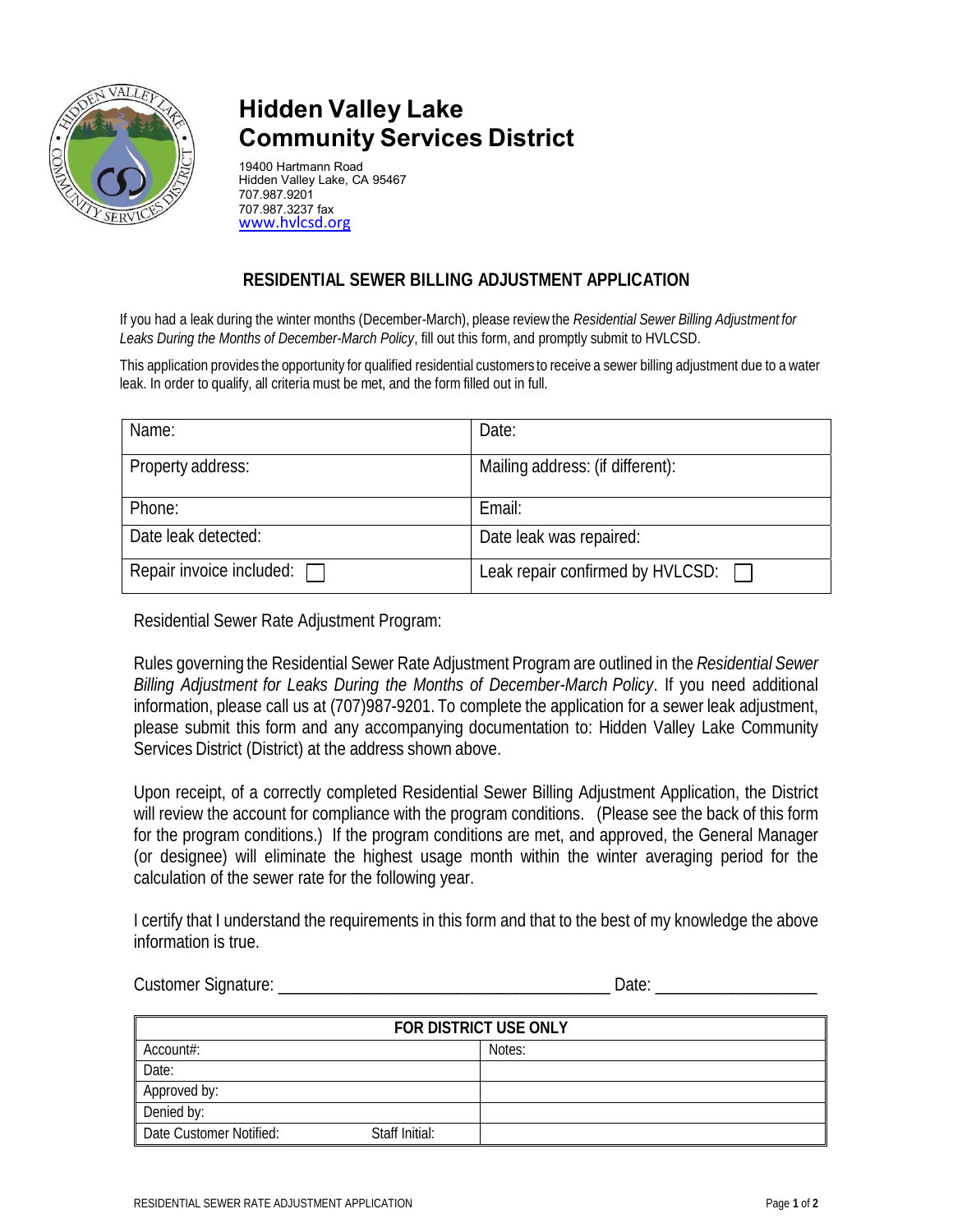# Hidden Valley Lake Community Services District

19400 Hartmann Road
Hidden Valley Lake, CA 95467
707.987.9201
707.987.3237 fax
www.hvlcsd.org

## RESIDENTIAL SEWER BILLING ADJUSTMENT APPLICATION

If you had a leak during the winter months (December-March), please review the *Residential Sewer Billing Adjustment for Leaks During the Months of December-March Policy*, fill out this form, and promptly submit to HVLCSD.

This application provides the opportunity for qualified residential customers to receive a sewer billing adjustment due to a water leak. In order to qualify, all criteria must be met, and the form filled out in full.

| Name: | Date: |
|---|---|
| Property address: | Mailing address: (if different): |
| Phone: | Email: |
| Date leak detected: | Date leak was repaired: |
| Repair invoice included: ☐ | Leak repair confirmed by HVLCSD: ☐ |

Residential Sewer Rate Adjustment Program:

Rules governing the Residential Sewer Rate Adjustment Program are outlined in the *Residential Sewer Billing Adjustment for Leaks During the Months of December-March Policy*. If you need additional information, please call us at (707)987-9201. To complete the application for a sewer leak adjustment, please submit this form and any accompanying documentation to: Hidden Valley Lake Community Services District (District) at the address shown above.

Upon receipt, of a correctly completed Residential Sewer Billing Adjustment Application, the District will review the account for compliance with the program conditions. (Please see the back of this form for the program conditions.) If the program conditions are met, and approved, the General Manager (or designee) will eliminate the highest usage month within the winter averaging period for the calculation of the sewer rate for the following year.

I certify that I understand the requirements in this form and that to the best of my knowledge the above information is true.

Customer Signature: ______________________________________ Date: __________________

| FOR DISTRICT USE ONLY | |
|---|---|
| Account#: | Notes: |
| Date: | |
| Approved by: | |
| Denied by: | |
| Date Customer Notified: Staff Initial: | |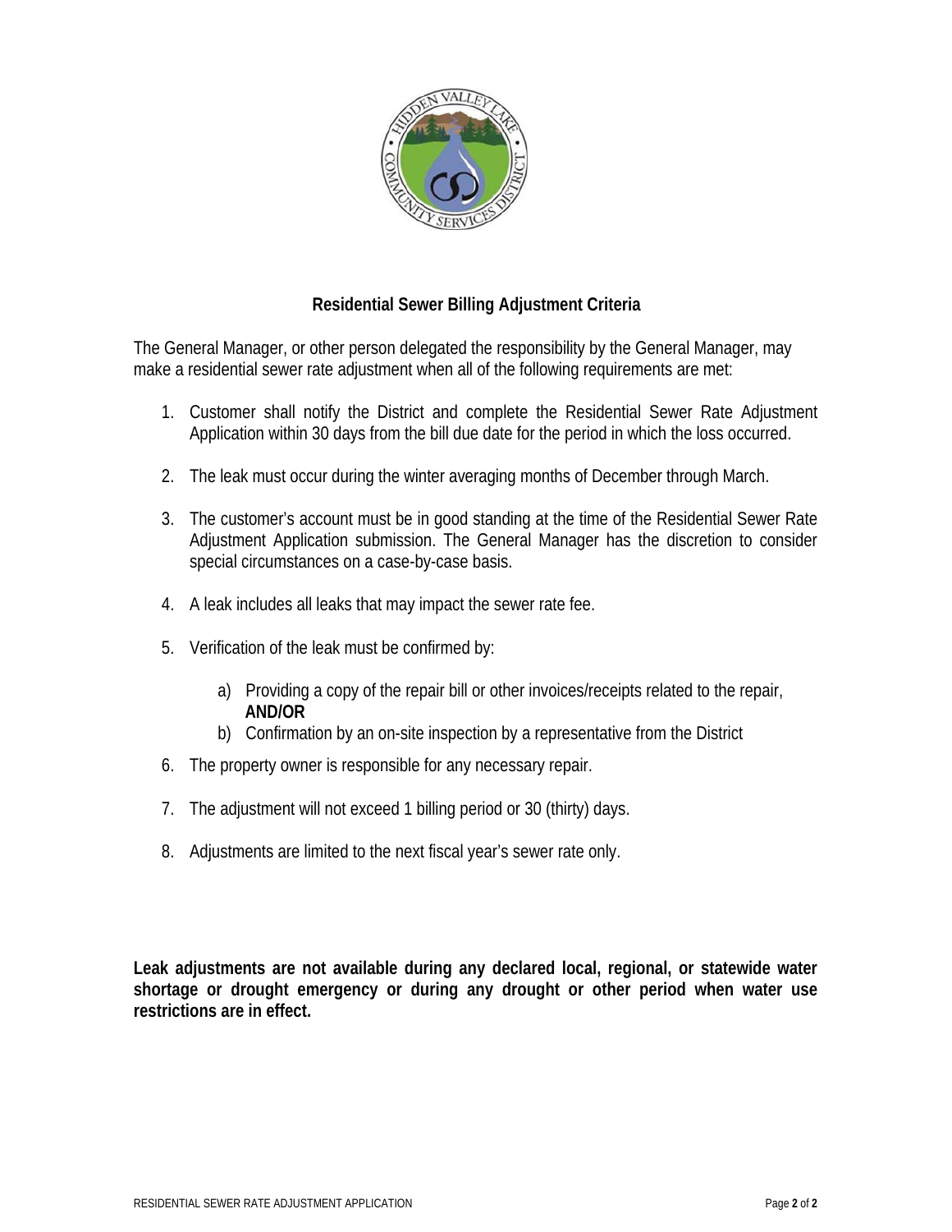## Residential Sewer Billing Adjustment Criteria

The General Manager, or other person delegated the responsibility by the General Manager, may make a residential sewer rate adjustment when all of the following requirements are met:

1. Customer shall notify the District and complete the Residential Sewer Rate Adjustment Application within 30 days from the bill due date for the period in which the loss occurred.

2. The leak must occur during the winter averaging months of December through March.

3. The customer's account must be in good standing at the time of the Residential Sewer Rate Adjustment Application submission. The General Manager has the discretion to consider special circumstances on a case-by-case basis.

4. A leak includes all leaks that may impact the sewer rate fee.

5. Verification of the leak must be confirmed by:

   a) Providing a copy of the repair bill or other invoices/receipts related to the repair, **AND/OR**
   b) Confirmation by an on-site inspection by a representative from the District

6. The property owner is responsible for any necessary repair.

7. The adjustment will not exceed 1 billing period or 30 (thirty) days.

8. Adjustments are limited to the next fiscal year's sewer rate only.

**Leak adjustments are not available during any declared local, regional, or statewide water shortage or drought emergency or during any drought or other period when water use restrictions are in effect.**